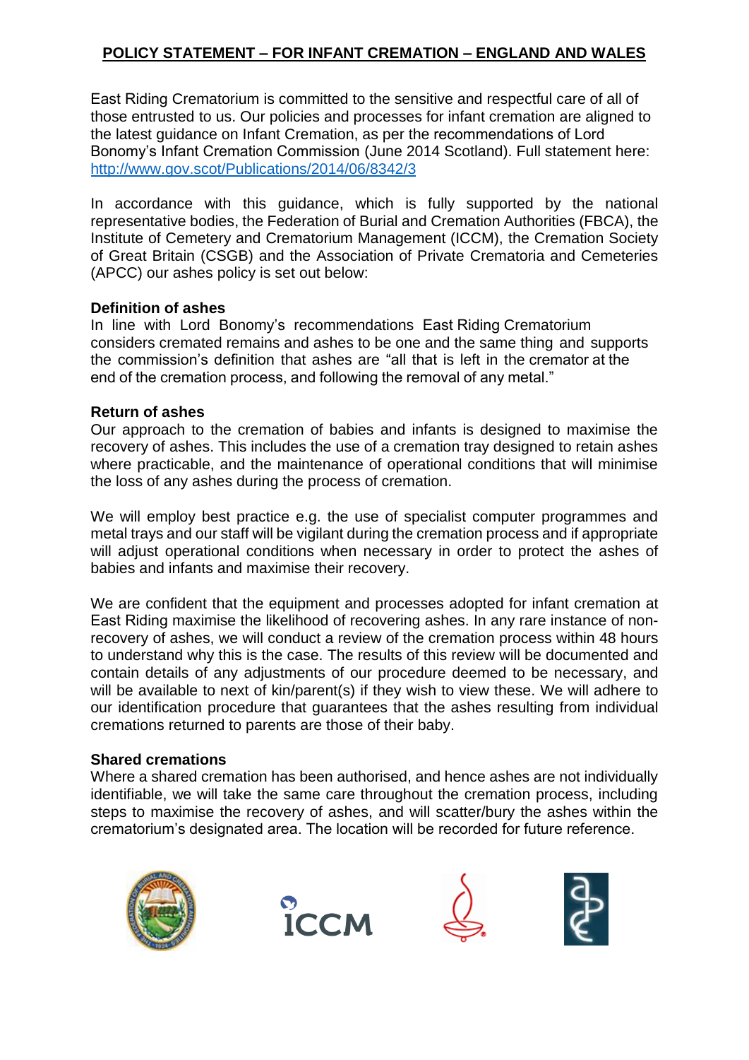# POLICY STATEMENT – FOR INFANT CREMATION – ENGLAND AND WALES

East Riding Crematorium is committed to the sensitive and respectful care of all of those entrusted to us. Our policies and processes for infant cremation are aligned to the latest guidance on Infant Cremation, as per the recommendations of Lord Bonomy's Infant Cremation Commission (June 2014 Scotland). Full statement here: http://www.gov.scot/Publications/2014/06/8342/3

In accordance with this guidance, which is fully supported by the national representative bodies, the Federation of Burial and Cremation Authorities (FBCA), the Institute of Cemetery and Crematorium Management (ICCM), the Cremation Society of Great Britain (CSGB) and the Association of Private Crematoria and Cemeteries (APCC) our ashes policy is set out below:

**Definition of ashes**

In line with Lord Bonomy's recommendations East Riding Crematorium considers cremated remains and ashes to be one and the same thing and supports the commission's definition that ashes are "all that is left in the cremator at the end of the cremation process, and following the removal of any metal."

**Return of ashes**

Our approach to the cremation of babies and infants is designed to maximise the recovery of ashes. This includes the use of a cremation tray designed to retain ashes where practicable, and the maintenance of operational conditions that will minimise the loss of any ashes during the process of cremation.

We will employ best practice e.g. the use of specialist computer programmes and metal trays and our staff will be vigilant during the cremation process and if appropriate will adjust operational conditions when necessary in order to protect the ashes of babies and infants and maximise their recovery.

We are confident that the equipment and processes adopted for infant cremation at East Riding maximise the likelihood of recovering ashes. In any rare instance of non-recovery of ashes, we will conduct a review of the cremation process within 48 hours to understand why this is the case. The results of this review will be documented and contain details of any adjustments of our procedure deemed to be necessary, and will be available to next of kin/parent(s) if they wish to view these. We will adhere to our identification procedure that guarantees that the ashes resulting from individual cremations returned to parents are those of their baby.

**Shared cremations**

Where a shared cremation has been authorised, and hence ashes are not individually identifiable, we will take the same care throughout the cremation process, including steps to maximise the recovery of ashes, and will scatter/bury the ashes within the crematorium's designated area. The location will be recorded for future reference.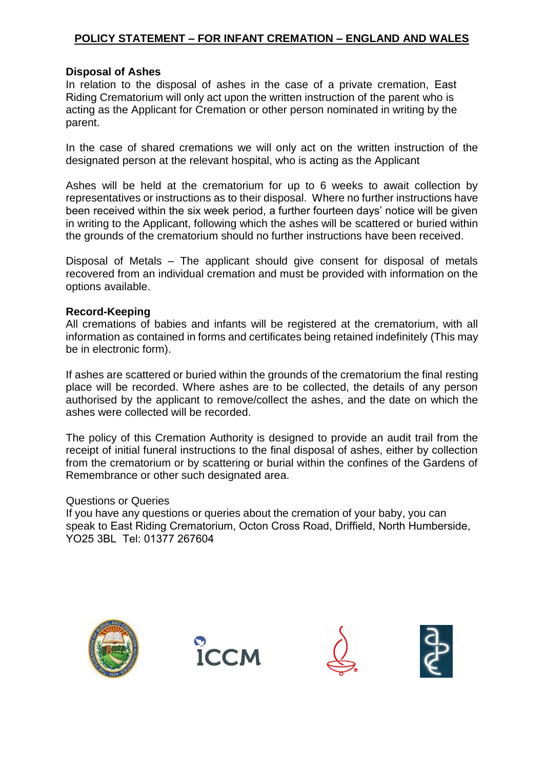## POLICY STATEMENT – FOR INFANT CREMATION – ENGLAND AND WALES

**Disposal of Ashes**

In relation to the disposal of ashes in the case of a private cremation, East Riding Crematorium will only act upon the written instruction of the parent who is acting as the Applicant for Cremation or other person nominated in writing by the parent.

In the case of shared cremations we will only act on the written instruction of the designated person at the relevant hospital, who is acting as the Applicant

Ashes will be held at the crematorium for up to 6 weeks to await collection by representatives or instructions as to their disposal. Where no further instructions have been received within the six week period, a further fourteen days' notice will be given in writing to the Applicant, following which the ashes will be scattered or buried within the grounds of the crematorium should no further instructions have been received.

Disposal of Metals – The applicant should give consent for disposal of metals recovered from an individual cremation and must be provided with information on the options available.

**Record-Keeping**

All cremations of babies and infants will be registered at the crematorium, with all information as contained in forms and certificates being retained indefinitely (This may be in electronic form).

If ashes are scattered or buried within the grounds of the crematorium the final resting place will be recorded. Where ashes are to be collected, the details of any person authorised by the applicant to remove/collect the ashes, and the date on which the ashes were collected will be recorded.

The policy of this Cremation Authority is designed to provide an audit trail from the receipt of initial funeral instructions to the final disposal of ashes, either by collection from the crematorium or by scattering or burial within the confines of the Gardens of Remembrance or other such designated area.

Questions or Queries

If you have any questions or queries about the cremation of your baby, you can speak to East Riding Crematorium, Octon Cross Road, Driffield, North Humberside, YO25 3BL Tel: 01377 267604